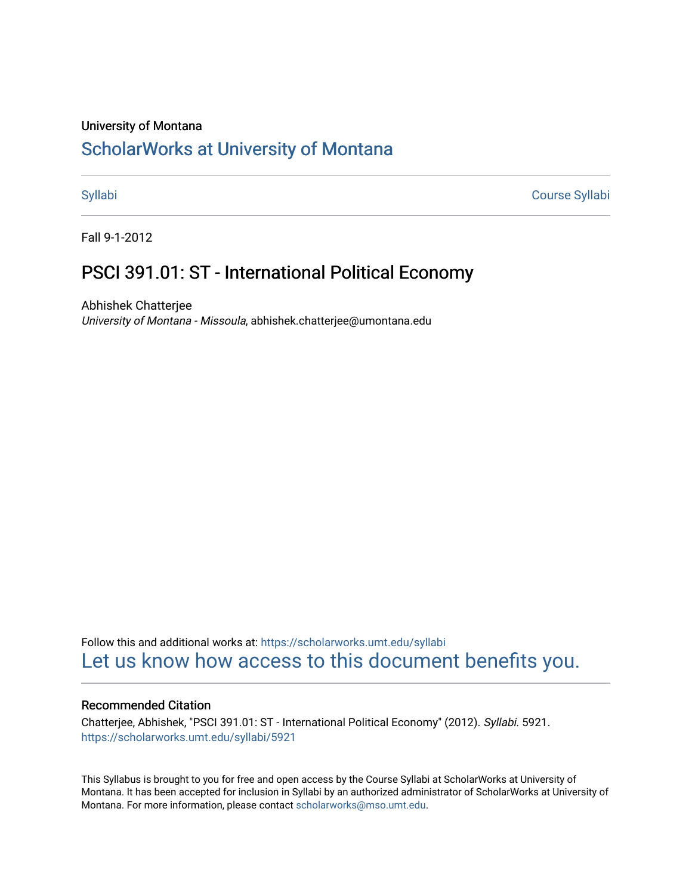University of Montana

# ScholarWorks at University of Montana

Syllabi | Course Syllabi

Fall 9-1-2012

## PSCI 391.01: ST - International Political Economy

Abhishek Chatterjee
*University of Montana - Missoula*, abhishek.chatterjee@umontana.edu

Follow this and additional works at: https://scholarworks.umt.edu/syllabi
Let us know how access to this document benefits you.

### Recommended Citation

Chatterjee, Abhishek, "PSCI 391.01: ST - International Political Economy" (2012). *Syllabi*. 5921.
https://scholarworks.umt.edu/syllabi/5921

This Syllabus is brought to you for free and open access by the Course Syllabi at ScholarWorks at University of Montana. It has been accepted for inclusion in Syllabi by an authorized administrator of ScholarWorks at University of Montana. For more information, please contact scholarworks@mso.umt.edu.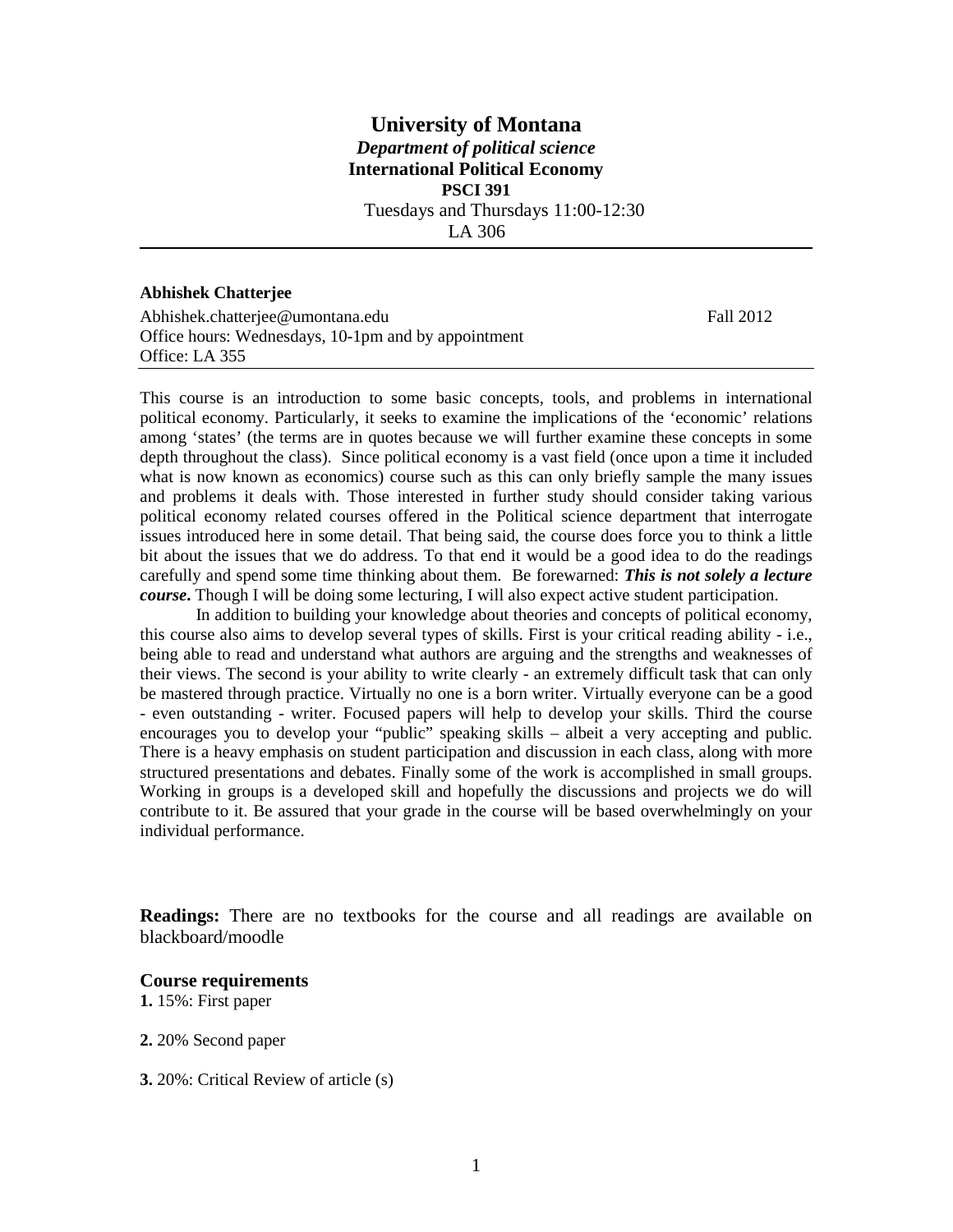# University of Montana

***Department of political science***

**International Political Economy**

**PSCI 391**

Tuesdays and Thursdays 11:00-12:30

LA 306

---

**Abhishek Chatterjee**

Abhishek.chatterjee@umontana.edu — Fall 2012

Office hours: Wednesdays, 10-1pm and by appointment

Office: LA 355

---

This course is an introduction to some basic concepts, tools, and problems in international political economy. Particularly, it seeks to examine the implications of the 'economic' relations among 'states' (the terms are in quotes because we will further examine these concepts in some depth throughout the class). Since political economy is a vast field (once upon a time it included what is now known as economics) course such as this can only briefly sample the many issues and problems it deals with. Those interested in further study should consider taking various political economy related courses offered in the Political science department that interrogate issues introduced here in some detail. That being said, the course does force you to think a little bit about the issues that we do address. To that end it would be a good idea to do the readings carefully and spend some time thinking about them. Be forewarned: ***This is not solely a lecture course*****.** Though I will be doing some lecturing, I will also expect active student participation.

In addition to building your knowledge about theories and concepts of political economy, this course also aims to develop several types of skills. First is your critical reading ability - i.e., being able to read and understand what authors are arguing and the strengths and weaknesses of their views. The second is your ability to write clearly - an extremely difficult task that can only be mastered through practice. Virtually no one is a born writer. Virtually everyone can be a good - even outstanding - writer. Focused papers will help to develop your skills. Third the course encourages you to develop your "public" speaking skills – albeit a very accepting and public. There is a heavy emphasis on student participation and discussion in each class, along with more structured presentations and debates. Finally some of the work is accomplished in small groups. Working in groups is a developed skill and hopefully the discussions and projects we do will contribute to it. Be assured that your grade in the course will be based overwhelmingly on your individual performance.

**Readings:** There are no textbooks for the course and all readings are available on blackboard/moodle

### Course requirements

**1.** 15%: First paper

**2.** 20% Second paper

**3.** 20%: Critical Review of article (s)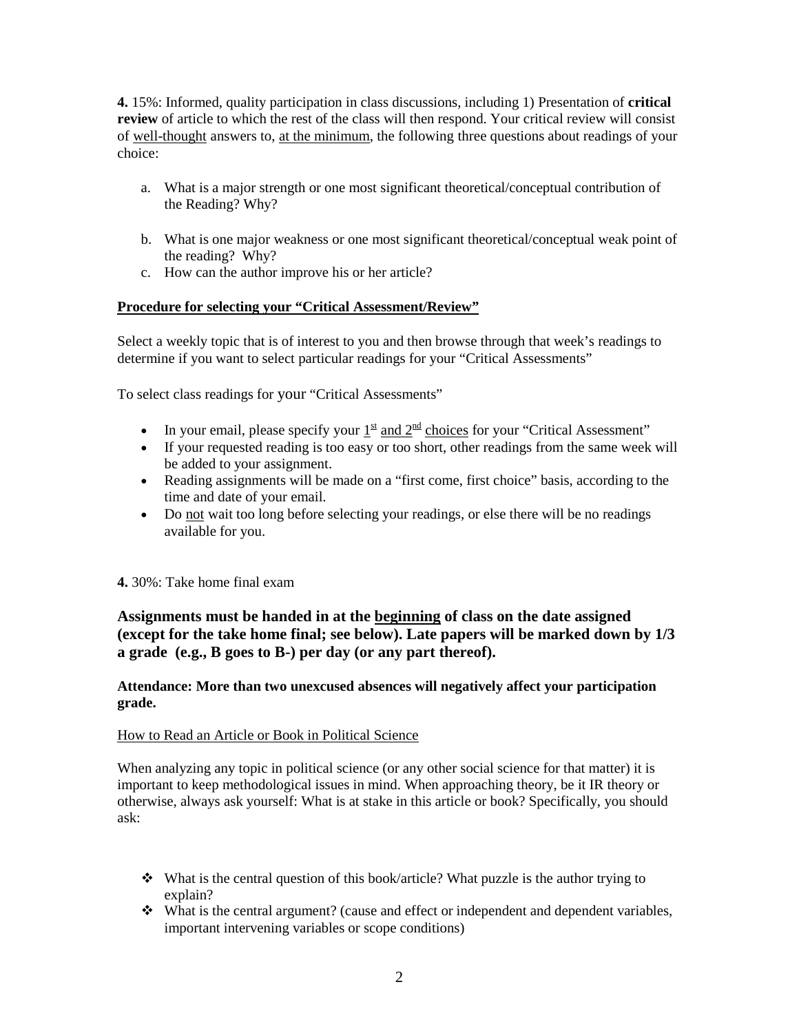**4.** 15%: Informed, quality participation in class discussions, including 1) Presentation of **critical review** of article to which the rest of the class will then respond. Your critical review will consist of well-thought answers to, at the minimum, the following three questions about readings of your choice:

a. What is a major strength or one most significant theoretical/conceptual contribution of the Reading? Why?

b. What is one major weakness or one most significant theoretical/conceptual weak point of the reading? Why?

c. How can the author improve his or her article?

**Procedure for selecting your "Critical Assessment/Review"**

Select a weekly topic that is of interest to you and then browse through that week's readings to determine if you want to select particular readings for your "Critical Assessments"

To select class readings for your "Critical Assessments"

- In your email, please specify your 1st and 2nd choices for your "Critical Assessment"
- If your requested reading is too easy or too short, other readings from the same week will be added to your assignment.
- Reading assignments will be made on a "first come, first choice" basis, according to the time and date of your email.
- Do not wait too long before selecting your readings, or else there will be no readings available for you.

**4.** 30%: Take home final exam

**Assignments must be handed in at the beginning of class on the date assigned (except for the take home final; see below). Late papers will be marked down by 1/3 a grade (e.g., B goes to B-) per day (or any part thereof).**

**Attendance: More than two unexcused absences will negatively affect your participation grade.**

How to Read an Article or Book in Political Science

When analyzing any topic in political science (or any other social science for that matter) it is important to keep methodological issues in mind. When approaching theory, be it IR theory or otherwise, always ask yourself: What is at stake in this article or book? Specifically, you should ask:

- What is the central question of this book/article? What puzzle is the author trying to explain?
- What is the central argument? (cause and effect or independent and dependent variables, important intervening variables or scope conditions)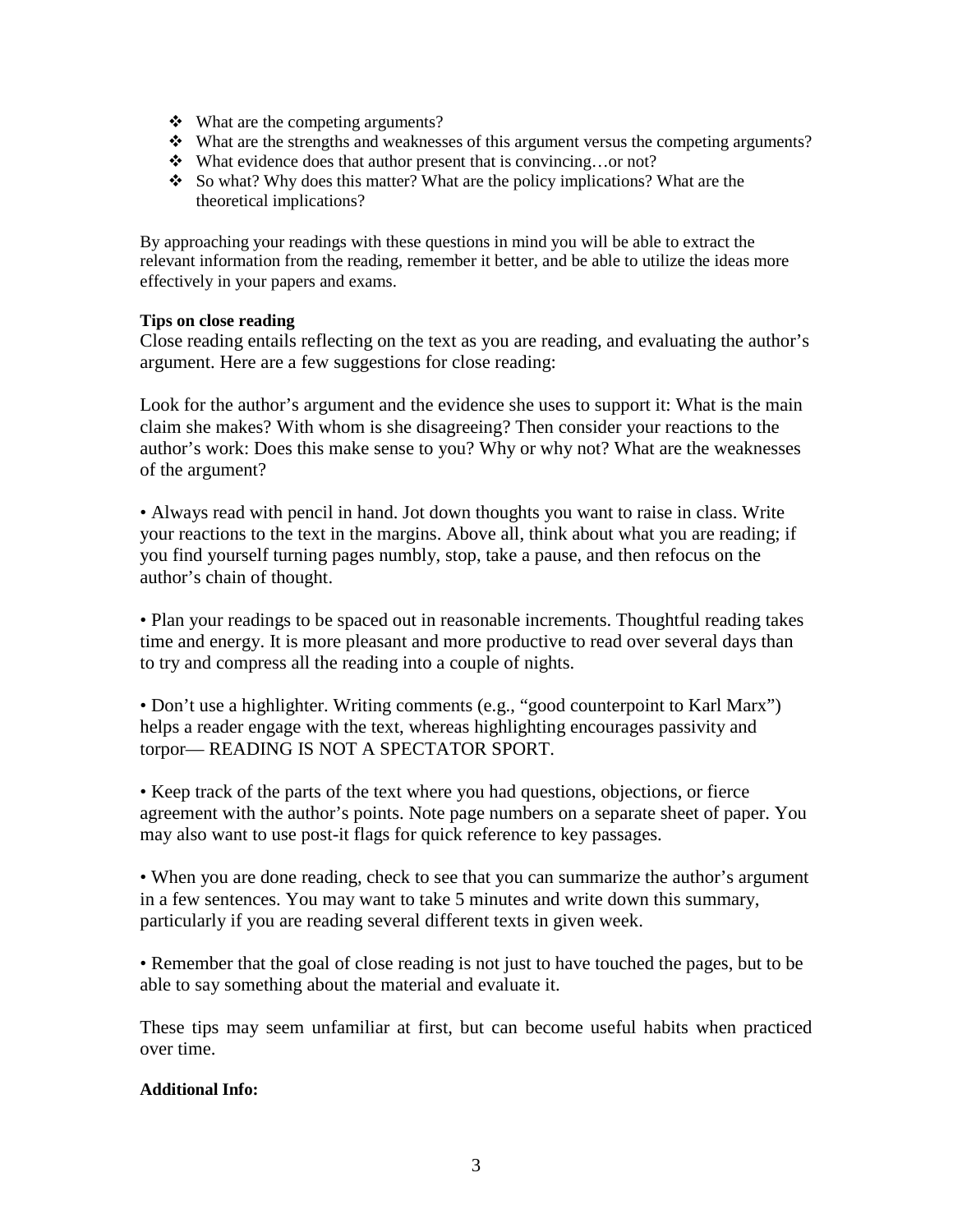- What are the competing arguments?
- What are the strengths and weaknesses of this argument versus the competing arguments?
- What evidence does that author present that is convincing…or not?
- So what? Why does this matter? What are the policy implications? What are the theoretical implications?

By approaching your readings with these questions in mind you will be able to extract the relevant information from the reading, remember it better, and be able to utilize the ideas more effectively in your papers and exams.

**Tips on close reading**

Close reading entails reflecting on the text as you are reading, and evaluating the author's argument. Here are a few suggestions for close reading:

Look for the author's argument and the evidence she uses to support it: What is the main claim she makes? With whom is she disagreeing? Then consider your reactions to the author's work: Does this make sense to you? Why or why not? What are the weaknesses of the argument?

- Always read with pencil in hand. Jot down thoughts you want to raise in class. Write your reactions to the text in the margins. Above all, think about what you are reading; if you find yourself turning pages numbly, stop, take a pause, and then refocus on the author's chain of thought.

- Plan your readings to be spaced out in reasonable increments. Thoughtful reading takes time and energy. It is more pleasant and more productive to read over several days than to try and compress all the reading into a couple of nights.

- Don't use a highlighter. Writing comments (e.g., "good counterpoint to Karl Marx") helps a reader engage with the text, whereas highlighting encourages passivity and torpor— READING IS NOT A SPECTATOR SPORT.

- Keep track of the parts of the text where you had questions, objections, or fierce agreement with the author's points. Note page numbers on a separate sheet of paper. You may also want to use post-it flags for quick reference to key passages.

- When you are done reading, check to see that you can summarize the author's argument in a few sentences. You may want to take 5 minutes and write down this summary, particularly if you are reading several different texts in given week.

- Remember that the goal of close reading is not just to have touched the pages, but to be able to say something about the material and evaluate it.

These tips may seem unfamiliar at first, but can become useful habits when practiced over time.

**Additional Info:**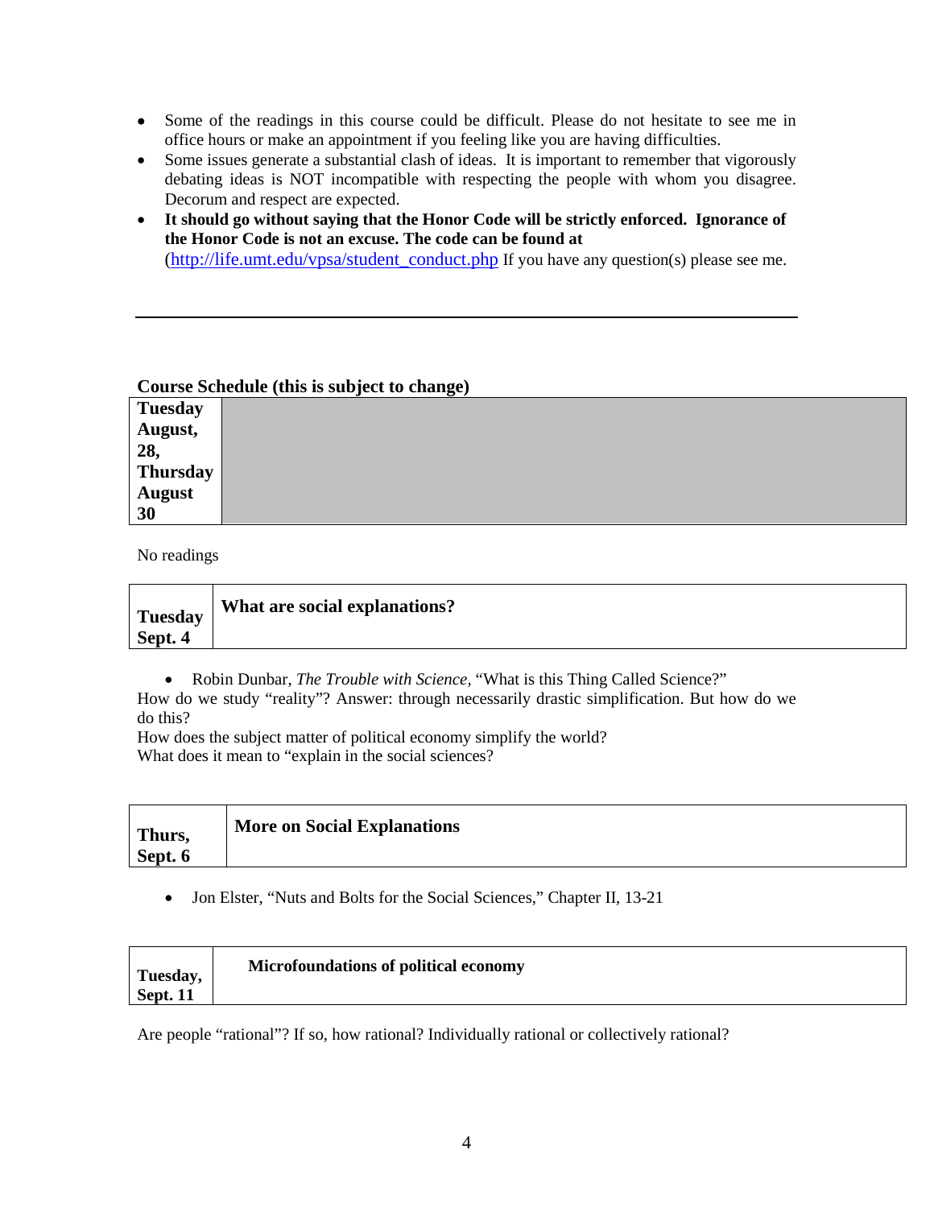- Some of the readings in this course could be difficult. Please do not hesitate to see me in office hours or make an appointment if you feeling like you are having difficulties.
- Some issues generate a substantial clash of ideas. It is important to remember that vigorously debating ideas is NOT incompatible with respecting the people with whom you disagree. Decorum and respect are expected.
- **It should go without saying that the Honor Code will be strictly enforced. Ignorance of the Honor Code is not an excuse. The code can be found at** ([http://life.umt.edu/vpsa/student_conduct.php](http://life.umt.edu/vpsa/student_conduct.php) If you have any question(s) please see me.

---

**Course Schedule (this is subject to change)**

| **Tuesday August, 28, Thursday August 30** | |
|---|---|

No readings

| **Tuesday Sept. 4** | **What are social explanations?** |
|---|---|

- Robin Dunbar, *The Trouble with Science*, "What is this Thing Called Science?"

How do we study "reality"? Answer: through necessarily drastic simplification. But how do we do this?
How does the subject matter of political economy simplify the world?
What does it mean to "explain in the social sciences?

| **Thurs, Sept. 6** | **More on Social Explanations** |
|---|---|

- Jon Elster, "Nuts and Bolts for the Social Sciences," Chapter II, 13-21

| **Tuesday, Sept. 11** | **Microfoundations of political economy** |
|---|---|

Are people "rational"? If so, how rational? Individually rational or collectively rational?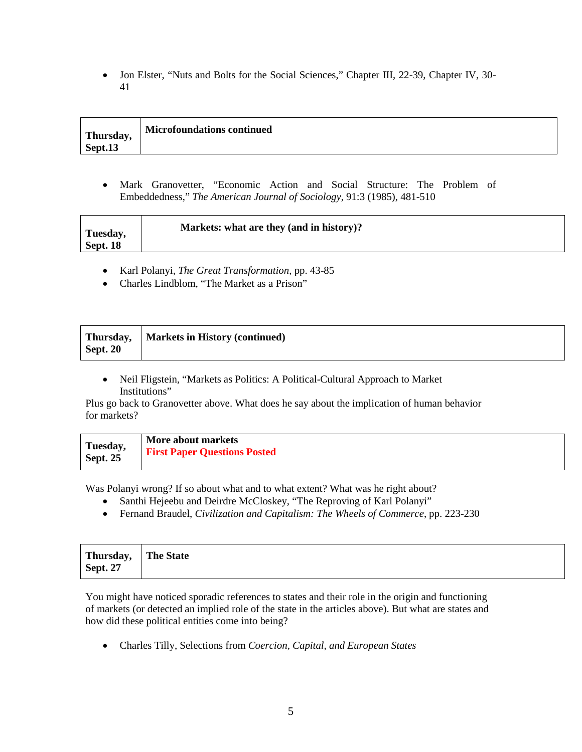- Jon Elster, “Nuts and Bolts for the Social Sciences,” Chapter III, 22-39, Chapter IV, 30-41

| Thursday, Sept.13 | **Microfoundations continued** |
|---|---|

- Mark Granovetter, “Economic Action and Social Structure: The Problem of Embeddedness,” *The American Journal of Sociology*, 91:3 (1985), 481-510

| Tuesday, Sept. 18 | **Markets: what are they (and in history)?** |
|---|---|

- Karl Polanyi, *The Great Transformation*, pp. 43-85
- Charles Lindblom, “The Market as a Prison”

| Thursday, Sept. 20 | **Markets in History (continued)** |
|---|---|

- Neil Fligstein, “Markets as Politics: A Political-Cultural Approach to Market Institutions”

Plus go back to Granovetter above. What does he say about the implication of human behavior for markets?

| Tuesday, Sept. 25 | **More about markets**<br>**First Paper Questions Posted** |
|---|---|

Was Polanyi wrong? If so about what and to what extent? What was he right about?

- Santhi Hejeebu and Deirdre McCloskey, “The Reproving of Karl Polanyi”
- Fernand Braudel, *Civilization and Capitalism: The Wheels of Commerce*, pp. 223-230

| Thursday, Sept. 27 | **The State** |
|---|---|

You might have noticed sporadic references to states and their role in the origin and functioning of markets (or detected an implied role of the state in the articles above). But what are states and how did these political entities come into being?

- Charles Tilly, Selections from *Coercion, Capital, and European States*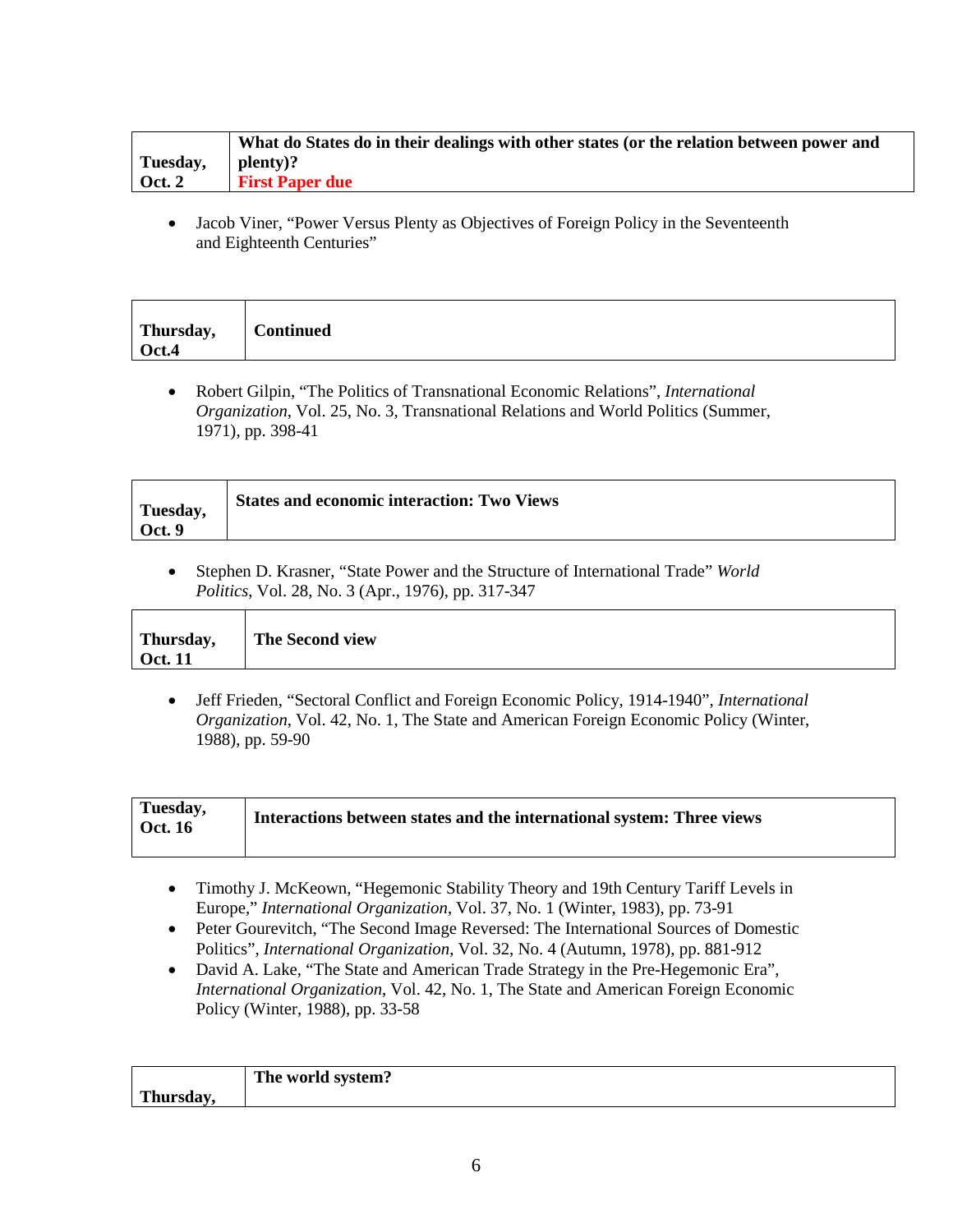| Tuesday, Oct. 2 | **What do States do in their dealings with other states (or the relation between power and plenty)?** **First Paper due** |
|---|---|

- Jacob Viner, "Power Versus Plenty as Objectives of Foreign Policy in the Seventeenth and Eighteenth Centuries"

| Thursday, Oct.4 | **Continued** |
|---|---|

- Robert Gilpin, "The Politics of Transnational Economic Relations", *International Organization*, Vol. 25, No. 3, Transnational Relations and World Politics (Summer, 1971), pp. 398-41

| Tuesday, Oct. 9 | **States and economic interaction: Two Views** |
|---|---|

- Stephen D. Krasner, "State Power and the Structure of International Trade" *World Politics*, Vol. 28, No. 3 (Apr., 1976), pp. 317-347

| Thursday, Oct. 11 | **The Second view** |
|---|---|

- Jeff Frieden, "Sectoral Conflict and Foreign Economic Policy, 1914-1940", *International Organization*, Vol. 42, No. 1, The State and American Foreign Economic Policy (Winter, 1988), pp. 59-90

| Tuesday, Oct. 16 | **Interactions between states and the international system: Three views** |
|---|---|

- Timothy J. McKeown, "Hegemonic Stability Theory and 19th Century Tariff Levels in Europe," *International Organization*, Vol. 37, No. 1 (Winter, 1983), pp. 73-91
- Peter Gourevitch, "The Second Image Reversed: The International Sources of Domestic Politics", *International Organization*, Vol. 32, No. 4 (Autumn, 1978), pp. 881-912
- David A. Lake, "The State and American Trade Strategy in the Pre-Hegemonic Era", *International Organization*, Vol. 42, No. 1, The State and American Foreign Economic Policy (Winter, 1988), pp. 33-58

| Thursday, | **The world system?** |
|---|---|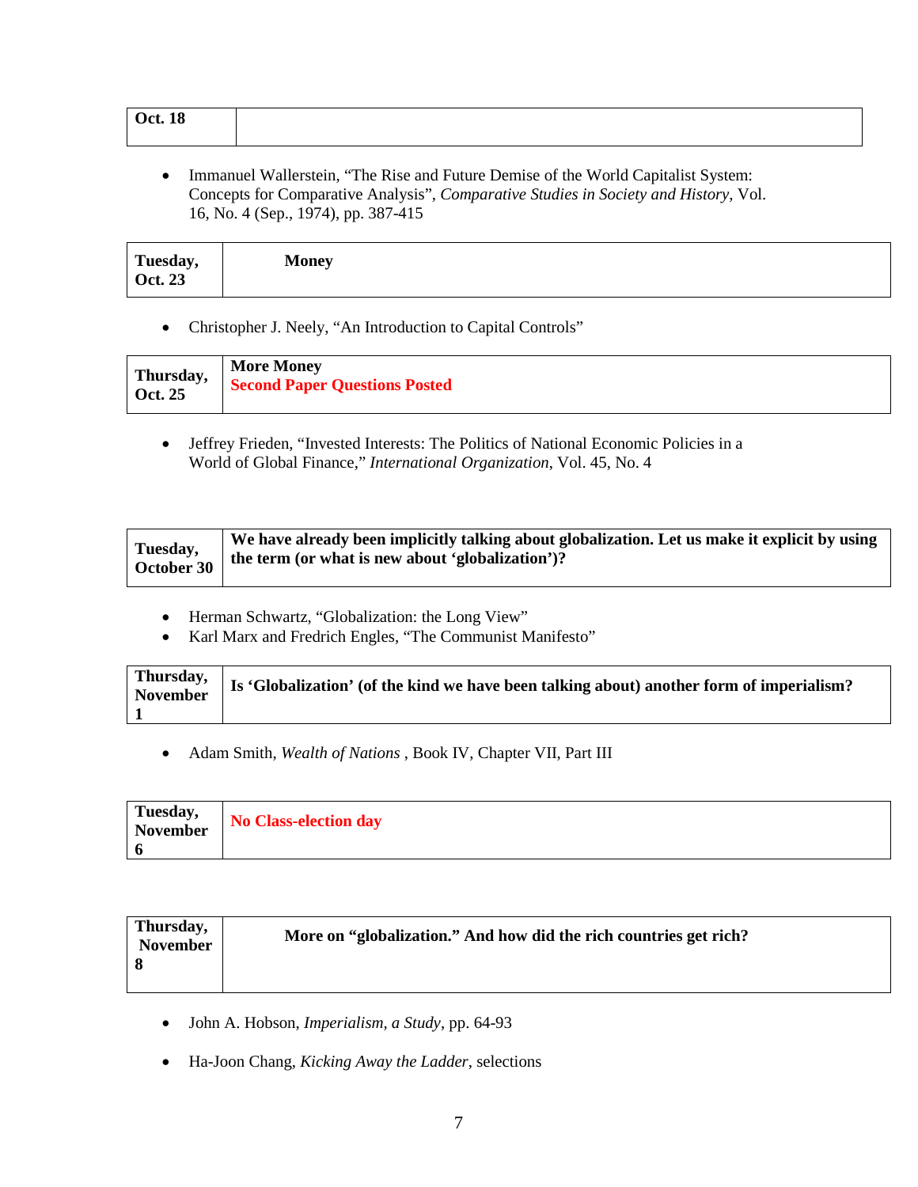| Oct. 18 | |
|---|---|

- Immanuel Wallerstein, "The Rise and Future Demise of the World Capitalist System: Concepts for Comparative Analysis", *Comparative Studies in Society and History*, Vol. 16, No. 4 (Sep., 1974), pp. 387-415

| Tuesday, Oct. 23 | **Money** |
|---|---|

- Christopher J. Neely, "An Introduction to Capital Controls"

| Thursday, Oct. 25 | **More Money**<br>**Second Paper Questions Posted** |
|---|---|

- Jeffrey Frieden, "Invested Interests: The Politics of National Economic Policies in a World of Global Finance," *International Organization*, Vol. 45, No. 4

| Tuesday, October 30 | **We have already been implicitly talking about globalization. Let us make it explicit by using the term (or what is new about 'globalization')?** |
|---|---|

- Herman Schwartz, "Globalization: the Long View"
- Karl Marx and Fredrich Engles, "The Communist Manifesto"

| Thursday, November 1 | **Is 'Globalization' (of the kind we have been talking about) another form of imperialism?** |
|---|---|

- Adam Smith, *Wealth of Nations* , Book IV, Chapter VII, Part III

| Tuesday, November 6 | **No Class-election day** |
|---|---|

| Thursday, November 8 | **More on "globalization." And how did the rich countries get rich?** |
|---|---|

- John A. Hobson, *Imperialism, a Study*, pp. 64-93

- Ha-Joon Chang, *Kicking Away the Ladder*, selections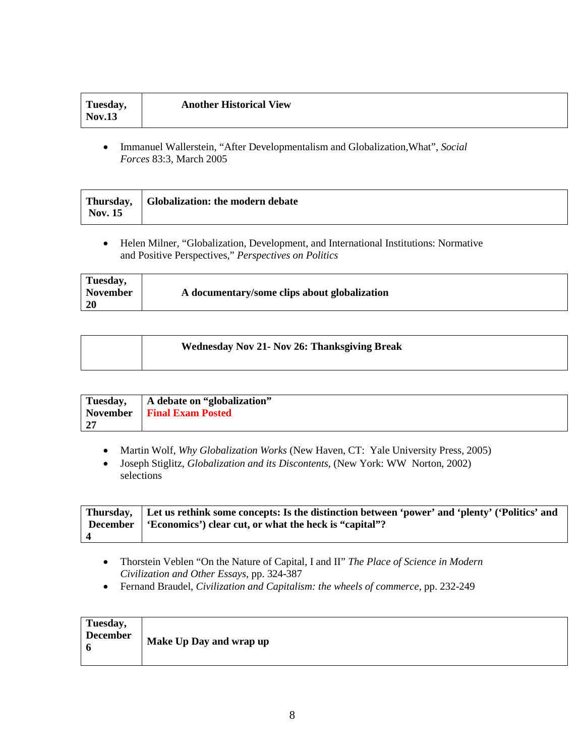| Tuesday, Nov.13 | **Another Historical View** |
|---|---|

- Immanuel Wallerstein, “After Developmentalism and Globalization,What”, *Social Forces* 83:3, March 2005

| Thursday, Nov. 15 | **Globalization: the modern debate** |
|---|---|

- Helen Milner, “Globalization, Development, and International Institutions: Normative and Positive Perspectives,” *Perspectives on Politics*

| Tuesday, November 20 | **A documentary/some clips about globalization** |
|---|---|

| | **Wednesday Nov 21- Nov 26: Thanksgiving Break** |
|---|---|

| Tuesday, November 27 | **A debate on “globalization”**<br>**Final Exam Posted** |
|---|---|

- Martin Wolf, *Why Globalization Works* (New Haven, CT: Yale University Press, 2005)
- Joseph Stiglitz, *Globalization and its Discontents*, (New York: WW Norton, 2002) selections

| Thursday, December 4 | **Let us rethink some concepts: Is the distinction between ‘power’ and ‘plenty’ (‘Politics’ and ‘Economics’) clear cut, or what the heck is “capital”?** |
|---|---|

- Thorstein Veblen “On the Nature of Capital, I and II” *The Place of Science in Modern Civilization and Other Essays*, pp. 324-387
- Fernand Braudel, *Civilization and Capitalism: the wheels of commerce*, pp. 232-249

| Tuesday, December 6 | **Make Up Day and wrap up** |
|---|---|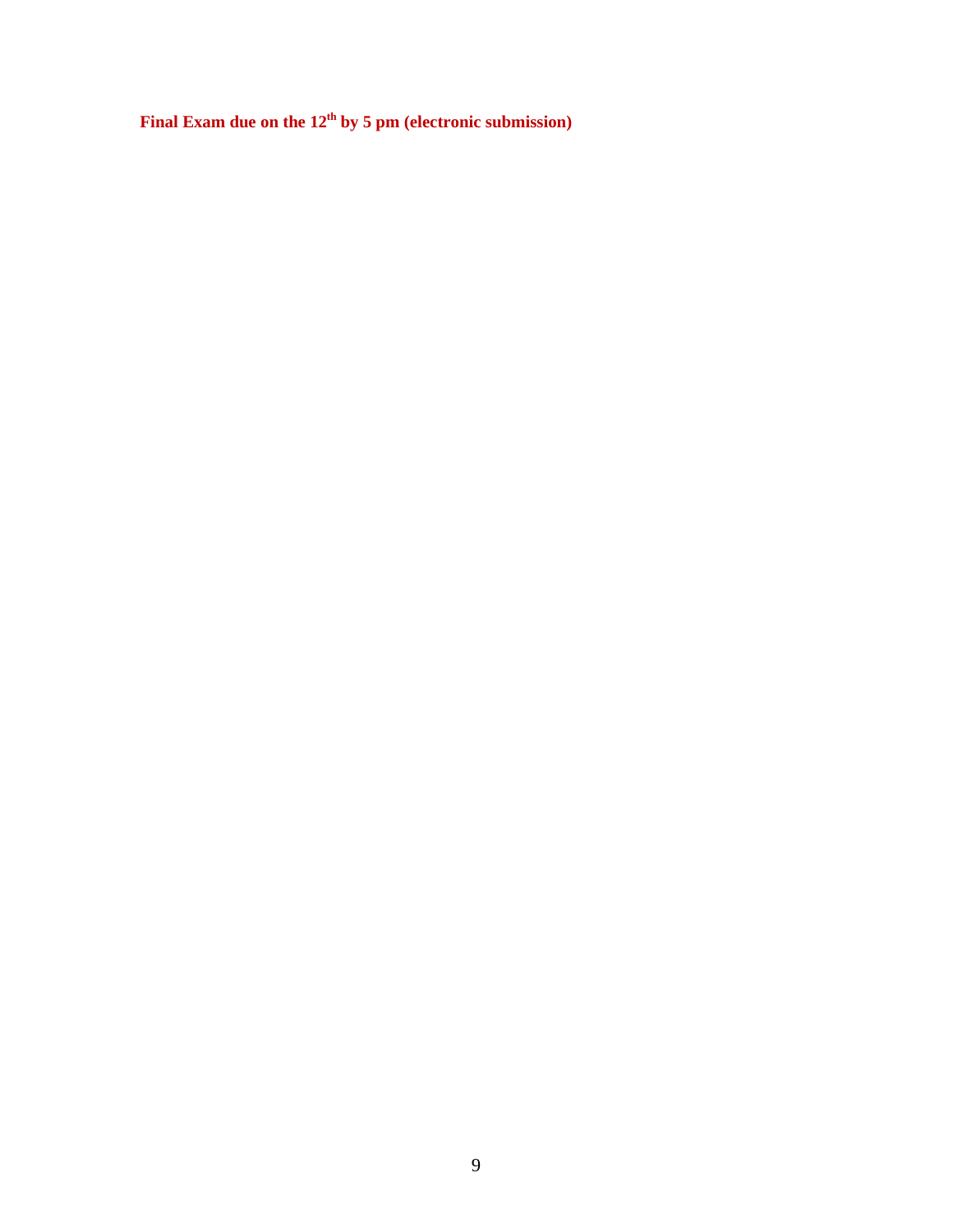**Final Exam due on the 12th by 5 pm (electronic submission)**